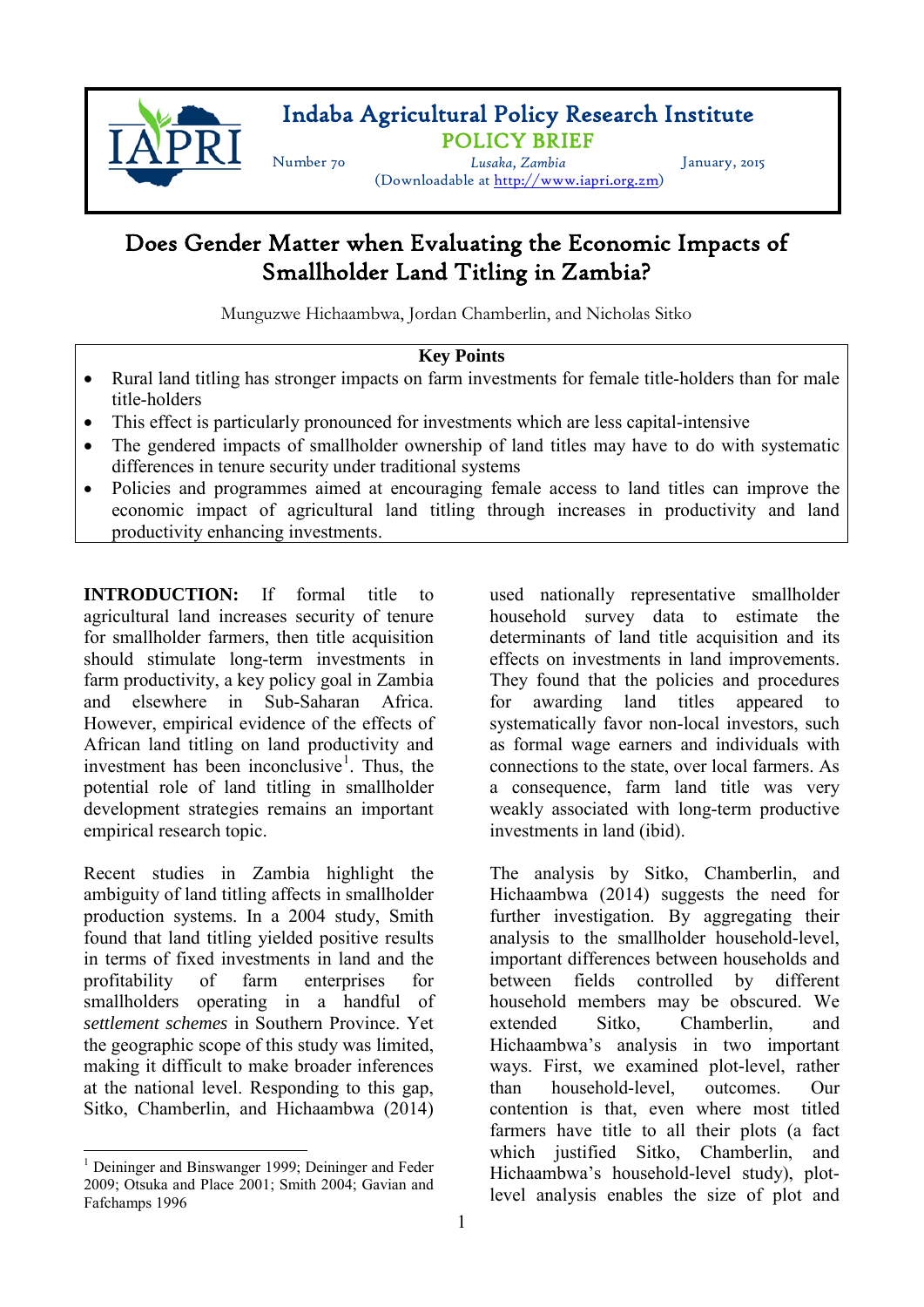# Indaba Agricultural Policy Research Institute

## POLICY BRIEF

Number 70 | Lusaka, Zambia | January, 2015

(Downloadable at http://www.iapri.org.zm)

# Does Gender Matter when Evaluating the Economic Impacts of Smallholder Land Titling in Zambia?

Munguzwe Hichaambwa, Jordan Chamberlin, and Nicholas Sitko

**Key Points**

- Rural land titling has stronger impacts on farm investments for female title-holders than for male title-holders
- This effect is particularly pronounced for investments which are less capital-intensive
- The gendered impacts of smallholder ownership of land titles may have to do with systematic differences in tenure security under traditional systems
- Policies and programmes aimed at encouraging female access to land titles can improve the economic impact of agricultural land titling through increases in productivity and land productivity enhancing investments.

**INTRODUCTION:** If formal title to agricultural land increases security of tenure for smallholder farmers, then title acquisition should stimulate long-term investments in farm productivity, a key policy goal in Zambia and elsewhere in Sub-Saharan Africa. However, empirical evidence of the effects of African land titling on land productivity and investment has been inconclusive[1]. Thus, the potential role of land titling in smallholder development strategies remains an important empirical research topic.

Recent studies in Zambia highlight the ambiguity of land titling affects in smallholder production systems. In a 2004 study, Smith found that land titling yielded positive results in terms of fixed investments in land and the profitability of farm enterprises for smallholders operating in a handful of *settlement schemes* in Southern Province. Yet the geographic scope of this study was limited, making it difficult to make broader inferences at the national level. Responding to this gap, Sitko, Chamberlin, and Hichaambwa (2014) used nationally representative smallholder household survey data to estimate the determinants of land title acquisition and its effects on investments in land improvements. They found that the policies and procedures for awarding land titles appeared to systematically favor non-local investors, such as formal wage earners and individuals with connections to the state, over local farmers. As a consequence, farm land title was very weakly associated with long-term productive investments in land (ibid).

The analysis by Sitko, Chamberlin, and Hichaambwa (2014) suggests the need for further investigation. By aggregating their analysis to the smallholder household-level, important differences between households and between fields controlled by different household members may be obscured. We extended Sitko, Chamberlin, and Hichaambwa's analysis in two important ways. First, we examined plot-level, rather than household-level, outcomes. Our contention is that, even where most titled farmers have title to all their plots (a fact which justified Sitko, Chamberlin, and Hichaambwa's household-level study), plot-level analysis enables the size of plot and

[1] Deininger and Binswanger 1999; Deininger and Feder 2009; Otsuka and Place 2001; Smith 2004; Gavian and Fafchamps 1996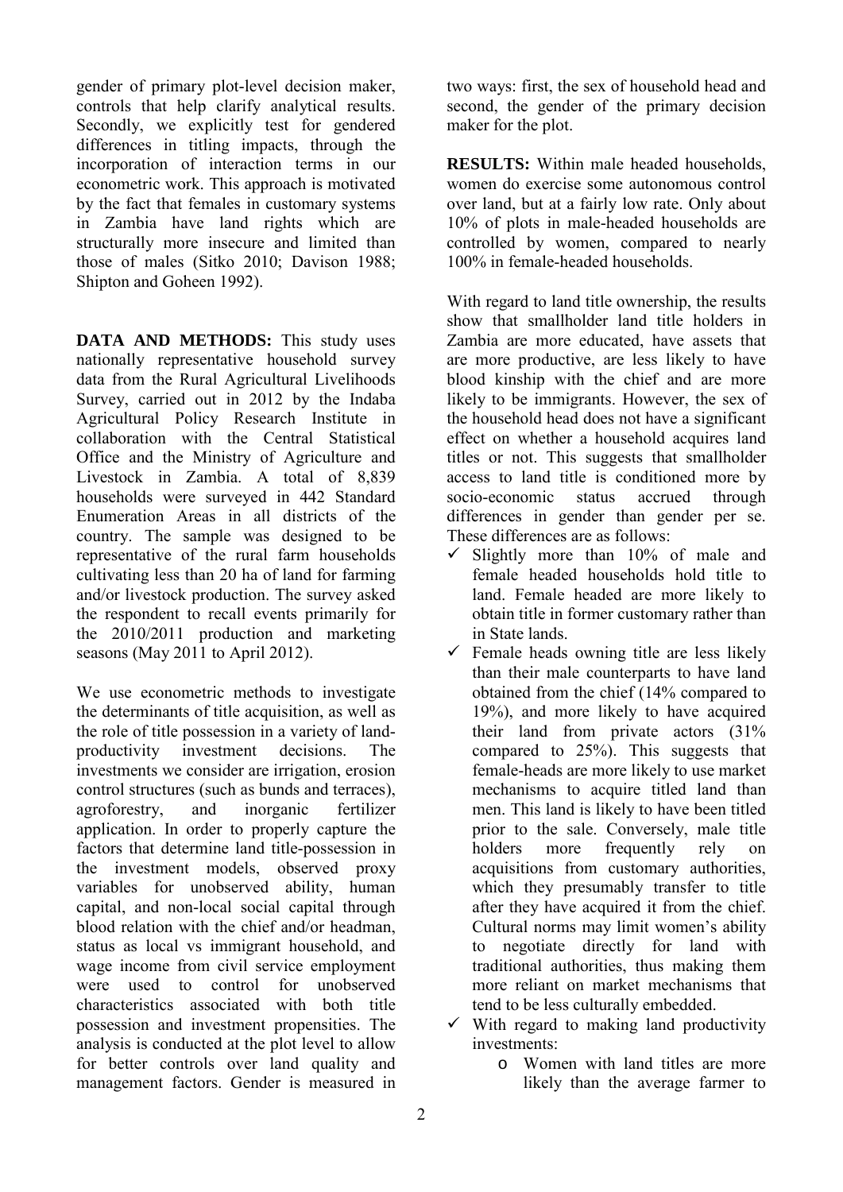gender of primary plot-level decision maker, controls that help clarify analytical results. Secondly, we explicitly test for gendered differences in titling impacts, through the incorporation of interaction terms in our econometric work. This approach is motivated by the fact that females in customary systems in Zambia have land rights which are structurally more insecure and limited than those of males (Sitko 2010; Davison 1988; Shipton and Goheen 1992).

**DATA AND METHODS:** This study uses nationally representative household survey data from the Rural Agricultural Livelihoods Survey, carried out in 2012 by the Indaba Agricultural Policy Research Institute in collaboration with the Central Statistical Office and the Ministry of Agriculture and Livestock in Zambia. A total of 8,839 households were surveyed in 442 Standard Enumeration Areas in all districts of the country. The sample was designed to be representative of the rural farm households cultivating less than 20 ha of land for farming and/or livestock production. The survey asked the respondent to recall events primarily for the 2010/2011 production and marketing seasons (May 2011 to April 2012).

We use econometric methods to investigate the determinants of title acquisition, as well as the role of title possession in a variety of land-productivity investment decisions. The investments we consider are irrigation, erosion control structures (such as bunds and terraces), agroforestry, and inorganic fertilizer application. In order to properly capture the factors that determine land title-possession in the investment models, observed proxy variables for unobserved ability, human capital, and non-local social capital through blood relation with the chief and/or headman, status as local vs immigrant household, and wage income from civil service employment were used to control for unobserved characteristics associated with both title possession and investment propensities. The analysis is conducted at the plot level to allow for better controls over land quality and management factors. Gender is measured in two ways: first, the sex of household head and second, the gender of the primary decision maker for the plot.

**RESULTS:** Within male headed households, women do exercise some autonomous control over land, but at a fairly low rate. Only about 10% of plots in male-headed households are controlled by women, compared to nearly 100% in female-headed households.

With regard to land title ownership, the results show that smallholder land title holders in Zambia are more educated, have assets that are more productive, are less likely to have blood kinship with the chief and are more likely to be immigrants. However, the sex of the household head does not have a significant effect on whether a household acquires land titles or not. This suggests that smallholder access to land title is conditioned more by socio-economic status accrued through differences in gender than gender per se. These differences are as follows:

- ✓ Slightly more than 10% of male and female headed households hold title to land. Female headed are more likely to obtain title in former customary rather than in State lands.
- ✓ Female heads owning title are less likely than their male counterparts to have land obtained from the chief (14% compared to 19%), and more likely to have acquired their land from private actors (31% compared to 25%). This suggests that female-heads are more likely to use market mechanisms to acquire titled land than men. This land is likely to have been titled prior to the sale. Conversely, male title holders more frequently rely on acquisitions from customary authorities, which they presumably transfer to title after they have acquired it from the chief. Cultural norms may limit women's ability to negotiate directly for land with traditional authorities, thus making them more reliant on market mechanisms that tend to be less culturally embedded.
- ✓ With regard to making land productivity investments:
    - o Women with land titles are more likely than the average farmer to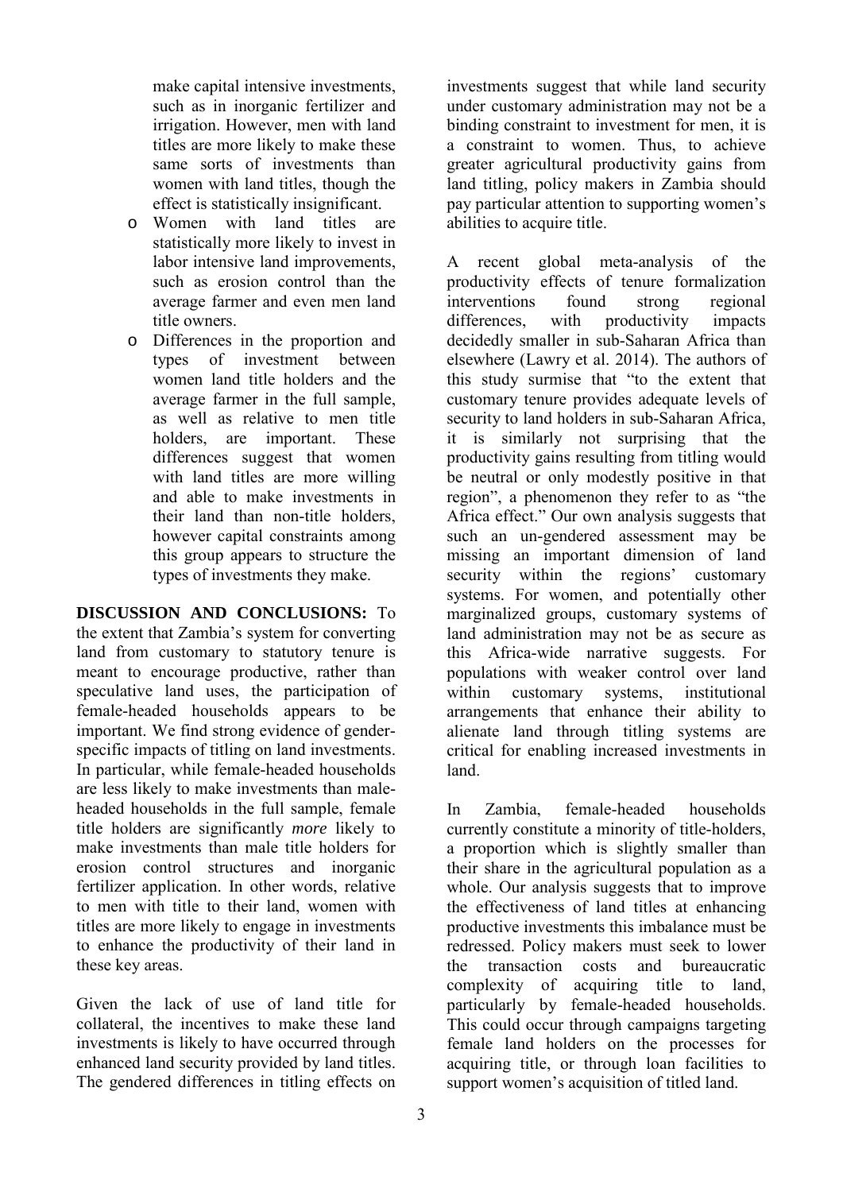make capital intensive investments, such as in inorganic fertilizer and irrigation. However, men with land titles are more likely to make these same sorts of investments than women with land titles, though the effect is statistically insignificant.

- Women with land titles are statistically more likely to invest in labor intensive land improvements, such as erosion control than the average farmer and even men land title owners.
- Differences in the proportion and types of investment between women land title holders and the average farmer in the full sample, as well as relative to men title holders, are important. These differences suggest that women with land titles are more willing and able to make investments in their land than non-title holders, however capital constraints among this group appears to structure the types of investments they make.

**DISCUSSION AND CONCLUSIONS:** To the extent that Zambia's system for converting land from customary to statutory tenure is meant to encourage productive, rather than speculative land uses, the participation of female-headed households appears to be important. We find strong evidence of gender-specific impacts of titling on land investments. In particular, while female-headed households are less likely to make investments than male-headed households in the full sample, female title holders are significantly *more* likely to make investments than male title holders for erosion control structures and inorganic fertilizer application. In other words, relative to men with title to their land, women with titles are more likely to engage in investments to enhance the productivity of their land in these key areas.

Given the lack of use of land title for collateral, the incentives to make these land investments is likely to have occurred through enhanced land security provided by land titles. The gendered differences in titling effects on investments suggest that while land security under customary administration may not be a binding constraint to investment for men, it is a constraint to women. Thus, to achieve greater agricultural productivity gains from land titling, policy makers in Zambia should pay particular attention to supporting women's abilities to acquire title.

A recent global meta-analysis of the productivity effects of tenure formalization interventions found strong regional differences, with productivity impacts decidedly smaller in sub-Saharan Africa than elsewhere (Lawry et al. 2014). The authors of this study surmise that "to the extent that customary tenure provides adequate levels of security to land holders in sub-Saharan Africa, it is similarly not surprising that the productivity gains resulting from titling would be neutral or only modestly positive in that region", a phenomenon they refer to as "the Africa effect." Our own analysis suggests that such an un-gendered assessment may be missing an important dimension of land security within the regions' customary systems. For women, and potentially other marginalized groups, customary systems of land administration may not be as secure as this Africa-wide narrative suggests. For populations with weaker control over land within customary systems, institutional arrangements that enhance their ability to alienate land through titling systems are critical for enabling increased investments in land.

In Zambia, female-headed households currently constitute a minority of title-holders, a proportion which is slightly smaller than their share in the agricultural population as a whole. Our analysis suggests that to improve the effectiveness of land titles at enhancing productive investments this imbalance must be redressed. Policy makers must seek to lower the transaction costs and bureaucratic complexity of acquiring title to land, particularly by female-headed households. This could occur through campaigns targeting female land holders on the processes for acquiring title, or through loan facilities to support women's acquisition of titled land.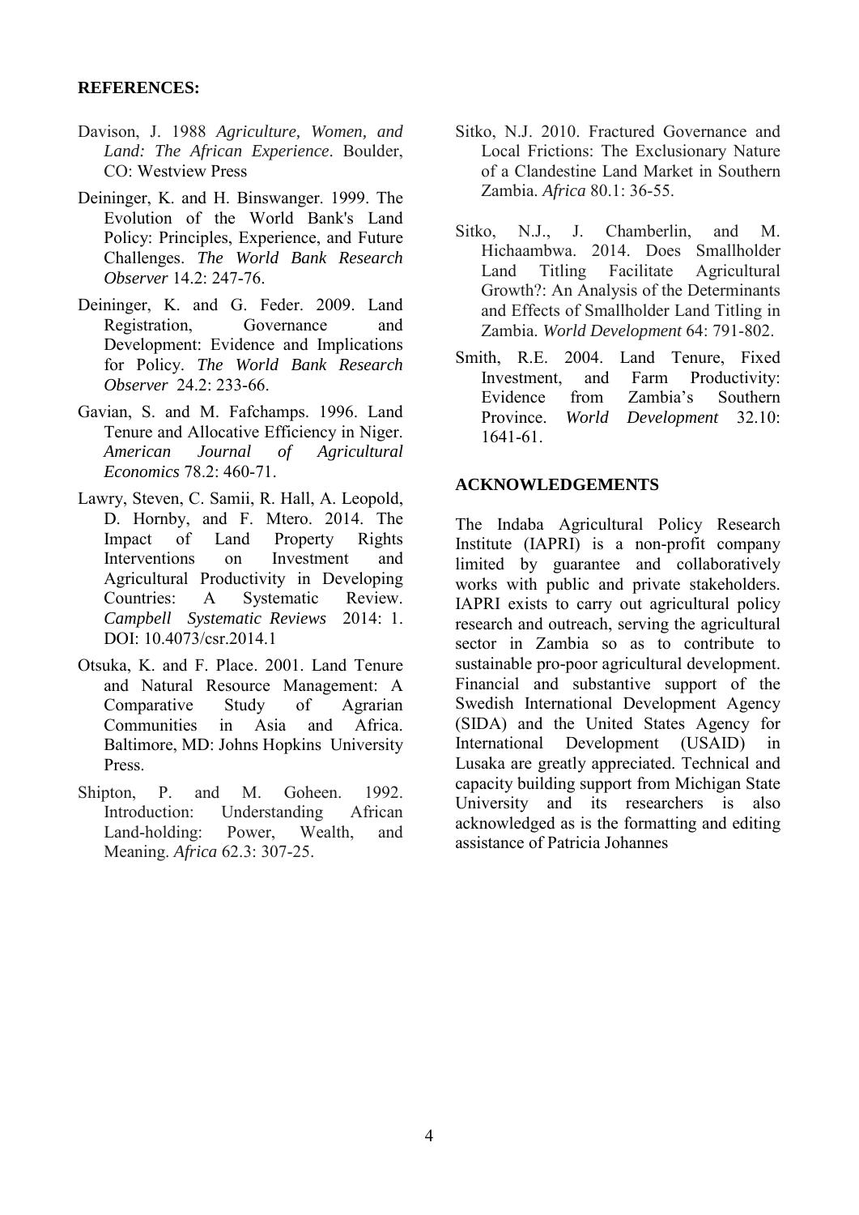## REFERENCES:

Davison, J. 1988 *Agriculture, Women, and Land: The African Experience*. Boulder, CO: Westview Press

Deininger, K. and H. Binswanger. 1999. The Evolution of the World Bank's Land Policy: Principles, Experience, and Future Challenges. *The World Bank Research Observer* 14.2: 247-76.

Deininger, K. and G. Feder. 2009. Land Registration, Governance and Development: Evidence and Implications for Policy. *The World Bank Research Observer* 24.2: 233-66.

Gavian, S. and M. Fafchamps. 1996. Land Tenure and Allocative Efficiency in Niger. *American Journal of Agricultural Economics* 78.2: 460-71.

Lawry, Steven, C. Samii, R. Hall, A. Leopold, D. Hornby, and F. Mtero. 2014. The Impact of Land Property Rights Interventions on Investment and Agricultural Productivity in Developing Countries: A Systematic Review. *Campbell Systematic Reviews* 2014: 1. DOI: 10.4073/csr.2014.1

Otsuka, K. and F. Place. 2001. Land Tenure and Natural Resource Management: A Comparative Study of Agrarian Communities in Asia and Africa. Baltimore, MD: Johns Hopkins University Press.

Shipton, P. and M. Goheen. 1992. Introduction: Understanding African Land-holding: Power, Wealth, and Meaning. *Africa* 62.3: 307-25.

Sitko, N.J. 2010. Fractured Governance and Local Frictions: The Exclusionary Nature of a Clandestine Land Market in Southern Zambia. *Africa* 80.1: 36-55.

Sitko, N.J., J. Chamberlin, and M. Hichaambwa. 2014. Does Smallholder Land Titling Facilitate Agricultural Growth?: An Analysis of the Determinants and Effects of Smallholder Land Titling in Zambia. *World Development* 64: 791-802.

Smith, R.E. 2004. Land Tenure, Fixed Investment, and Farm Productivity: Evidence from Zambia's Southern Province. *World Development* 32.10: 1641-61.

## ACKNOWLEDGEMENTS

The Indaba Agricultural Policy Research Institute (IAPRI) is a non-profit company limited by guarantee and collaboratively works with public and private stakeholders. IAPRI exists to carry out agricultural policy research and outreach, serving the agricultural sector in Zambia so as to contribute to sustainable pro-poor agricultural development. Financial and substantive support of the Swedish International Development Agency (SIDA) and the United States Agency for International Development (USAID) in Lusaka are greatly appreciated. Technical and capacity building support from Michigan State University and its researchers is also acknowledged as is the formatting and editing assistance of Patricia Johannes